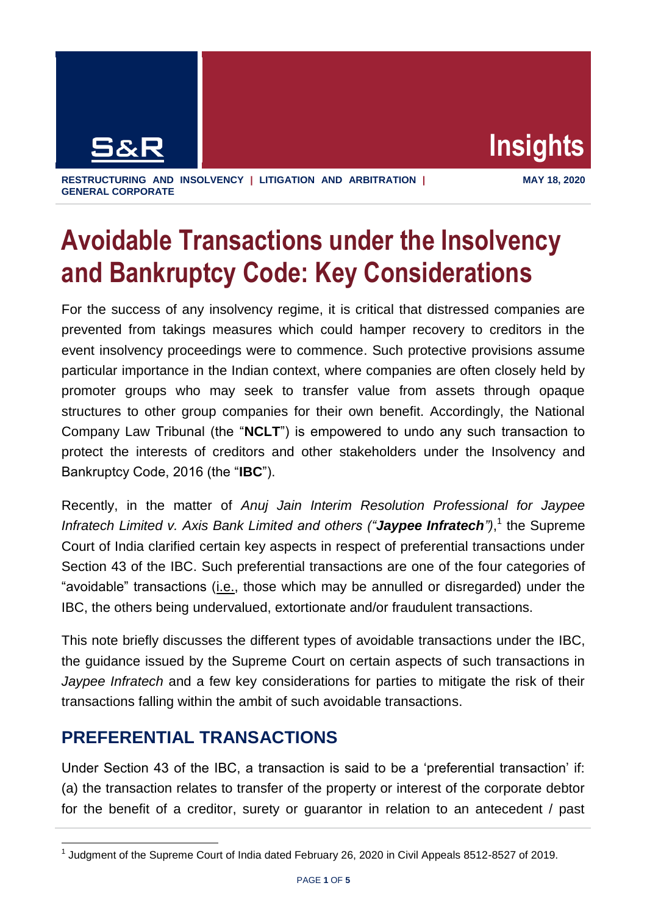RESTRUCTURING AND INSOLVENCY | LITIGATION AND ARBITRATION | GENERAL CORPORATE

MAY 18, 2020

# Avoidable Transactions under the Insolvency and Bankruptcy Code: Key Considerations

For the success of any insolvency regime, it is critical that distressed companies are prevented from takings measures which could hamper recovery to creditors in the event insolvency proceedings were to commence. Such protective provisions assume particular importance in the Indian context, where companies are often closely held by promoter groups who may seek to transfer value from assets through opaque structures to other group companies for their own benefit. Accordingly, the National Company Law Tribunal (the "**NCLT**") is empowered to undo any such transaction to protect the interests of creditors and other stakeholders under the Insolvency and Bankruptcy Code, 2016 (the "**IBC**").

Recently, in the matter of *Anuj Jain Interim Resolution Professional for Jaypee Infratech Limited v. Axis Bank Limited and others ("**Jaypee Infratech**")*,[1] the Supreme Court of India clarified certain key aspects in respect of preferential transactions under Section 43 of the IBC. Such preferential transactions are one of the four categories of "avoidable" transactions (i.e., those which may be annulled or disregarded) under the IBC, the others being undervalued, extortionate and/or fraudulent transactions.

This note briefly discusses the different types of avoidable transactions under the IBC, the guidance issued by the Supreme Court on certain aspects of such transactions in *Jaypee Infratech* and a few key considerations for parties to mitigate the risk of their transactions falling within the ambit of such avoidable transactions.

## PREFERENTIAL TRANSACTIONS

Under Section 43 of the IBC, a transaction is said to be a 'preferential transaction' if: (a) the transaction relates to transfer of the property or interest of the corporate debtor for the benefit of a creditor, surety or guarantor in relation to an antecedent / past

[1] Judgment of the Supreme Court of India dated February 26, 2020 in Civil Appeals 8512-8527 of 2019.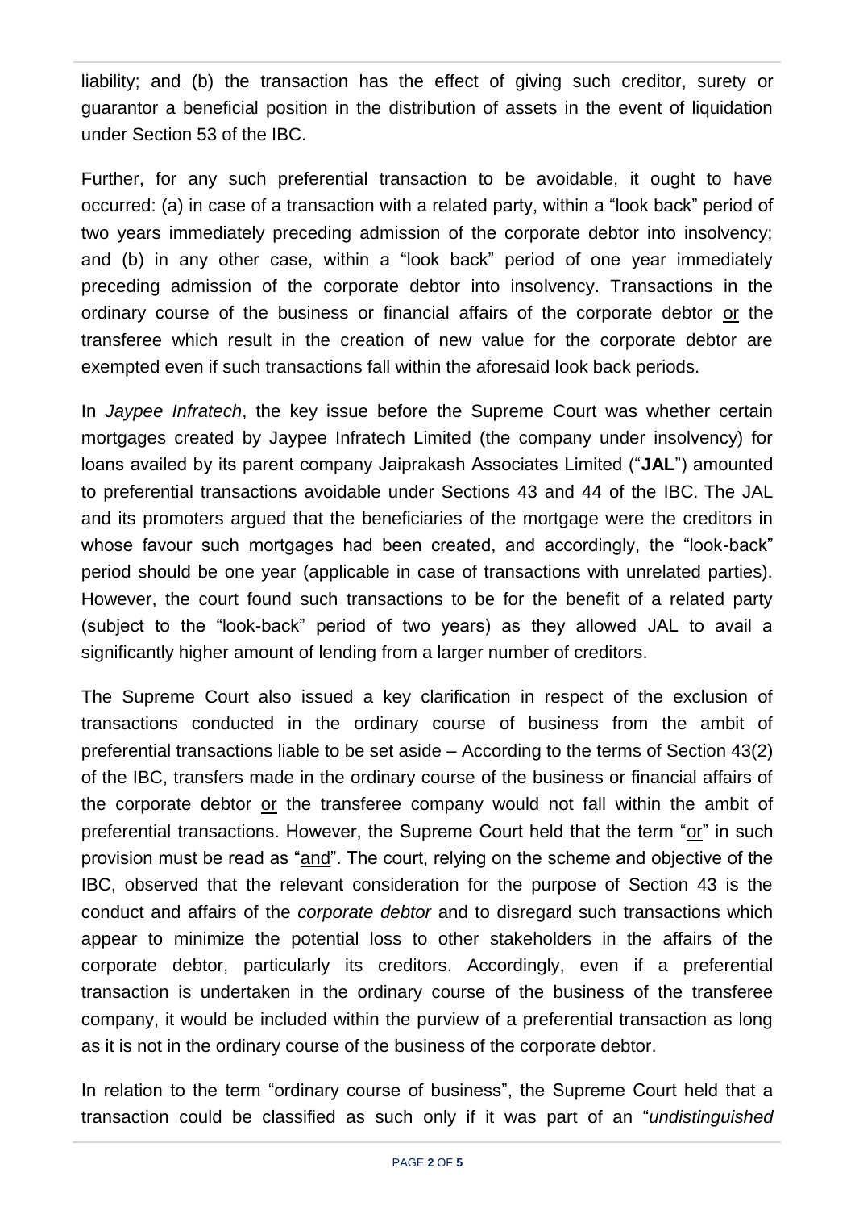liability; <u>and</u> (b) the transaction has the effect of giving such creditor, surety or guarantor a beneficial position in the distribution of assets in the event of liquidation under Section 53 of the IBC.

Further, for any such preferential transaction to be avoidable, it ought to have occurred: (a) in case of a transaction with a related party, within a "look back" period of two years immediately preceding admission of the corporate debtor into insolvency; and (b) in any other case, within a "look back" period of one year immediately preceding admission of the corporate debtor into insolvency. Transactions in the ordinary course of the business or financial affairs of the corporate debtor <u>or</u> the transferee which result in the creation of new value for the corporate debtor are exempted even if such transactions fall within the aforesaid look back periods.

In *Jaypee Infratech*, the key issue before the Supreme Court was whether certain mortgages created by Jaypee Infratech Limited (the company under insolvency) for loans availed by its parent company Jaiprakash Associates Limited ("**JAL**") amounted to preferential transactions avoidable under Sections 43 and 44 of the IBC. The JAL and its promoters argued that the beneficiaries of the mortgage were the creditors in whose favour such mortgages had been created, and accordingly, the "look-back" period should be one year (applicable in case of transactions with unrelated parties). However, the court found such transactions to be for the benefit of a related party (subject to the "look-back" period of two years) as they allowed JAL to avail a significantly higher amount of lending from a larger number of creditors.

The Supreme Court also issued a key clarification in respect of the exclusion of transactions conducted in the ordinary course of business from the ambit of preferential transactions liable to be set aside – According to the terms of Section 43(2) of the IBC, transfers made in the ordinary course of the business or financial affairs of the corporate debtor <u>or</u> the transferee company would not fall within the ambit of preferential transactions. However, the Supreme Court held that the term "<u>or</u>" in such provision must be read as "<u>and</u>". The court, relying on the scheme and objective of the IBC, observed that the relevant consideration for the purpose of Section 43 is the conduct and affairs of the *corporate debtor* and to disregard such transactions which appear to minimize the potential loss to other stakeholders in the affairs of the corporate debtor, particularly its creditors. Accordingly, even if a preferential transaction is undertaken in the ordinary course of the business of the transferee company, it would be included within the purview of a preferential transaction as long as it is not in the ordinary course of the business of the corporate debtor.

In relation to the term "ordinary course of business", the Supreme Court held that a transaction could be classified as such only if it was part of an "*undistinguished*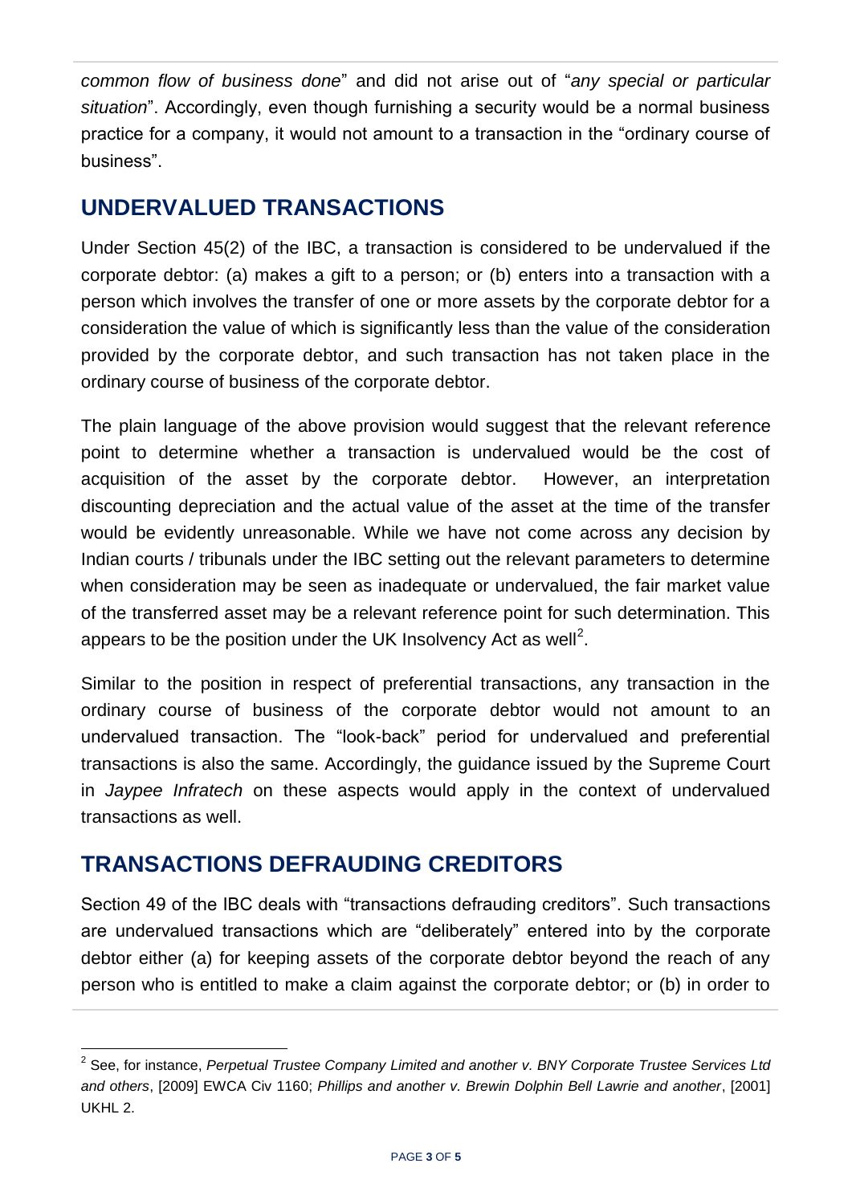*common flow of business done*" and did not arise out of "*any special or particular situation*". Accordingly, even though furnishing a security would be a normal business practice for a company, it would not amount to a transaction in the "ordinary course of business".

## UNDERVALUED TRANSACTIONS

Under Section 45(2) of the IBC, a transaction is considered to be undervalued if the corporate debtor: (a) makes a gift to a person; or (b) enters into a transaction with a person which involves the transfer of one or more assets by the corporate debtor for a consideration the value of which is significantly less than the value of the consideration provided by the corporate debtor, and such transaction has not taken place in the ordinary course of business of the corporate debtor.

The plain language of the above provision would suggest that the relevant reference point to determine whether a transaction is undervalued would be the cost of acquisition of the asset by the corporate debtor. However, an interpretation discounting depreciation and the actual value of the asset at the time of the transfer would be evidently unreasonable. While we have not come across any decision by Indian courts / tribunals under the IBC setting out the relevant parameters to determine when consideration may be seen as inadequate or undervalued, the fair market value of the transferred asset may be a relevant reference point for such determination. This appears to be the position under the UK Insolvency Act as well[2].

Similar to the position in respect of preferential transactions, any transaction in the ordinary course of business of the corporate debtor would not amount to an undervalued transaction. The "look-back" period for undervalued and preferential transactions is also the same. Accordingly, the guidance issued by the Supreme Court in *Jaypee Infratech* on these aspects would apply in the context of undervalued transactions as well.

## TRANSACTIONS DEFRAUDING CREDITORS

Section 49 of the IBC deals with "transactions defrauding creditors". Such transactions are undervalued transactions which are "deliberately" entered into by the corporate debtor either (a) for keeping assets of the corporate debtor beyond the reach of any person who is entitled to make a claim against the corporate debtor; or (b) in order to

---

[2] See, for instance, *Perpetual Trustee Company Limited and another v. BNY Corporate Trustee Services Ltd and others*, [2009] EWCA Civ 1160; *Phillips and another v. Brewin Dolphin Bell Lawrie and another*, [2001] UKHL 2.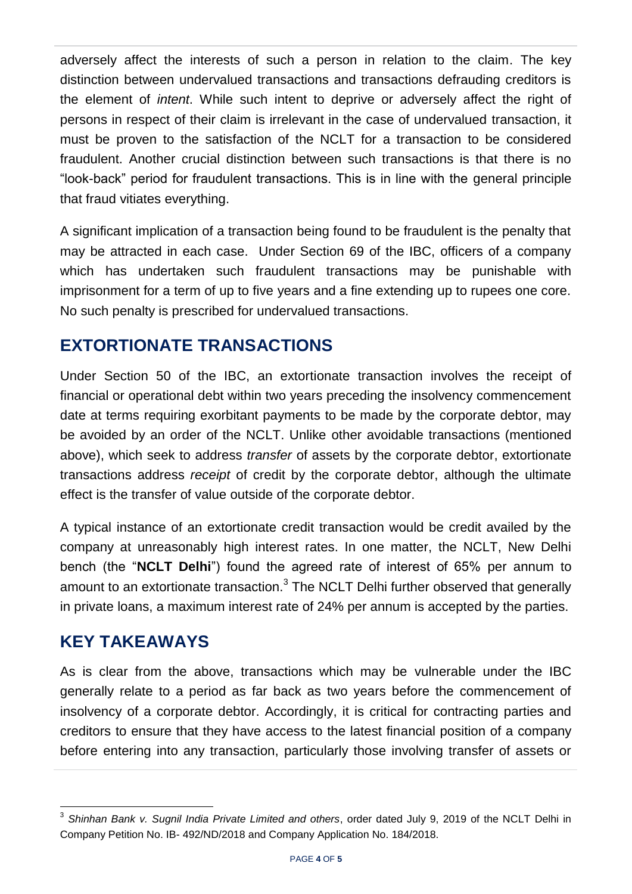adversely affect the interests of such a person in relation to the claim. The key distinction between undervalued transactions and transactions defrauding creditors is the element of *intent*. While such intent to deprive or adversely affect the right of persons in respect of their claim is irrelevant in the case of undervalued transaction, it must be proven to the satisfaction of the NCLT for a transaction to be considered fraudulent. Another crucial distinction between such transactions is that there is no "look-back" period for fraudulent transactions. This is in line with the general principle that fraud vitiates everything.

A significant implication of a transaction being found to be fraudulent is the penalty that may be attracted in each case. Under Section 69 of the IBC, officers of a company which has undertaken such fraudulent transactions may be punishable with imprisonment for a term of up to five years and a fine extending up to rupees one core. No such penalty is prescribed for undervalued transactions.

## EXTORTIONATE TRANSACTIONS

Under Section 50 of the IBC, an extortionate transaction involves the receipt of financial or operational debt within two years preceding the insolvency commencement date at terms requiring exorbitant payments to be made by the corporate debtor, may be avoided by an order of the NCLT. Unlike other avoidable transactions (mentioned above), which seek to address *transfer* of assets by the corporate debtor, extortionate transactions address *receipt* of credit by the corporate debtor, although the ultimate effect is the transfer of value outside of the corporate debtor.

A typical instance of an extortionate credit transaction would be credit availed by the company at unreasonably high interest rates. In one matter, the NCLT, New Delhi bench (the "**NCLT Delhi**") found the agreed rate of interest of 65% per annum to amount to an extortionate transaction.[3] The NCLT Delhi further observed that generally in private loans, a maximum interest rate of 24% per annum is accepted by the parties.

## KEY TAKEAWAYS

As is clear from the above, transactions which may be vulnerable under the IBC generally relate to a period as far back as two years before the commencement of insolvency of a corporate debtor. Accordingly, it is critical for contracting parties and creditors to ensure that they have access to the latest financial position of a company before entering into any transaction, particularly those involving transfer of assets or

---

[3] *Shinhan Bank v. Sugnil India Private Limited and others*, order dated July 9, 2019 of the NCLT Delhi in Company Petition No. IB- 492/ND/2018 and Company Application No. 184/2018.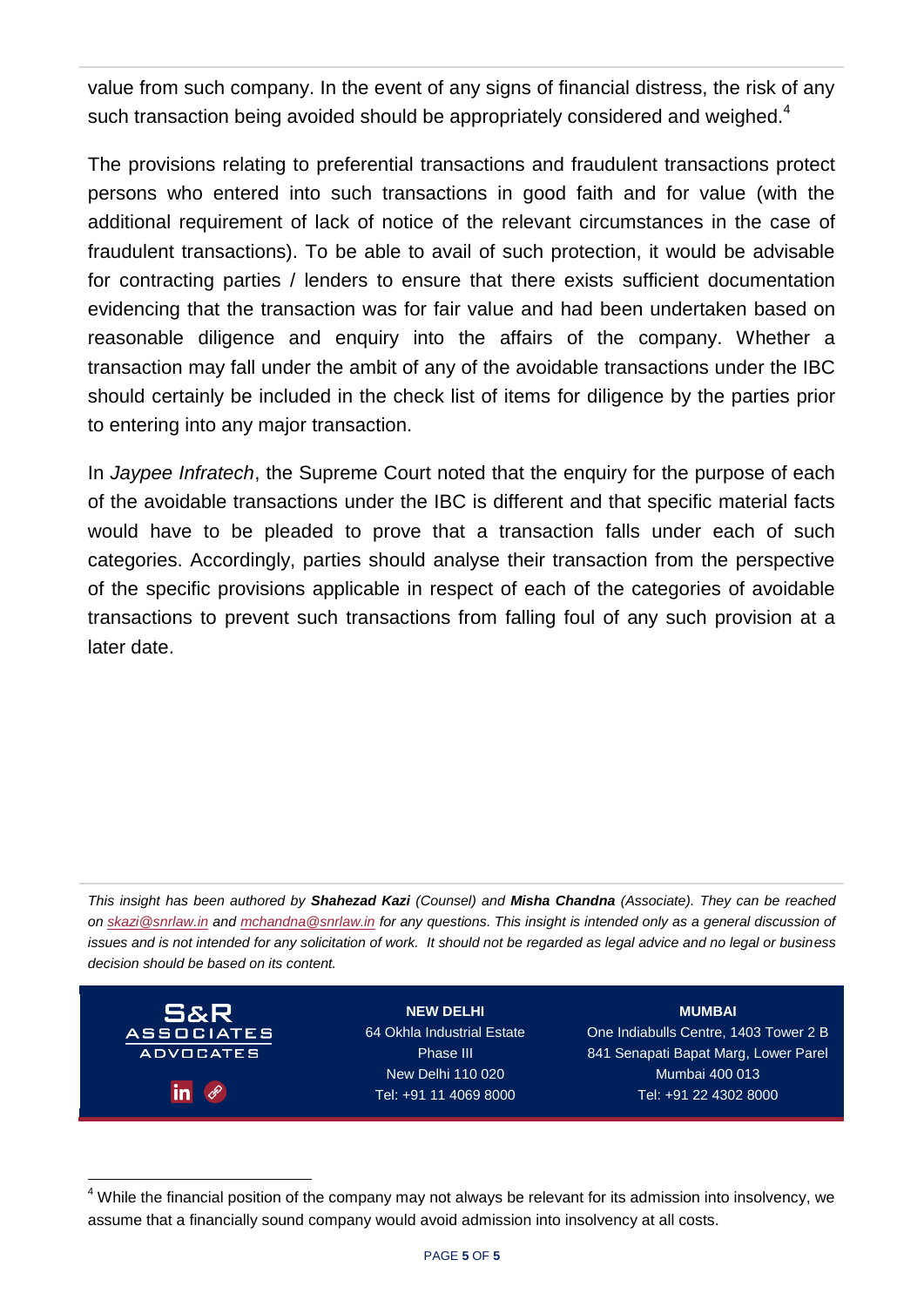value from such company. In the event of any signs of financial distress, the risk of any such transaction being avoided should be appropriately considered and weighed.[4]

The provisions relating to preferential transactions and fraudulent transactions protect persons who entered into such transactions in good faith and for value (with the additional requirement of lack of notice of the relevant circumstances in the case of fraudulent transactions). To be able to avail of such protection, it would be advisable for contracting parties / lenders to ensure that there exists sufficient documentation evidencing that the transaction was for fair value and had been undertaken based on reasonable diligence and enquiry into the affairs of the company. Whether a transaction may fall under the ambit of any of the avoidable transactions under the IBC should certainly be included in the check list of items for diligence by the parties prior to entering into any major transaction.

In *Jaypee Infratech*, the Supreme Court noted that the enquiry for the purpose of each of the avoidable transactions under the IBC is different and that specific material facts would have to be pleaded to prove that a transaction falls under each of such categories. Accordingly, parties should analyse their transaction from the perspective of the specific provisions applicable in respect of each of the categories of avoidable transactions to prevent such transactions from falling foul of any such provision at a later date.

---

*This insight has been authored by **Shahezad Kazi** (Counsel) and **Misha Chandna** (Associate). They can be reached on [skazi@snrlaw.in](mailto:skazi@snrlaw.in) and [mchandna@snrlaw.in](mailto:mchandna@snrlaw.in) for any questions. This insight is intended only as a general discussion of issues and is not intended for any solicitation of work. It should not be regarded as legal advice and no legal or business decision should be based on its content.*

**S&R ASSOCIATES**
**ADVOCATES**

**NEW DELHI**
64 Okhla Industrial Estate
Phase III
New Delhi 110 020
Tel: +91 11 4069 8000

**MUMBAI**
One Indiabulls Centre, 1403 Tower 2 B
841 Senapati Bapat Marg, Lower Parel
Mumbai 400 013
Tel: +91 22 4302 8000

---

[4] While the financial position of the company may not always be relevant for its admission into insolvency, we assume that a financially sound company would avoid admission into insolvency at all costs.